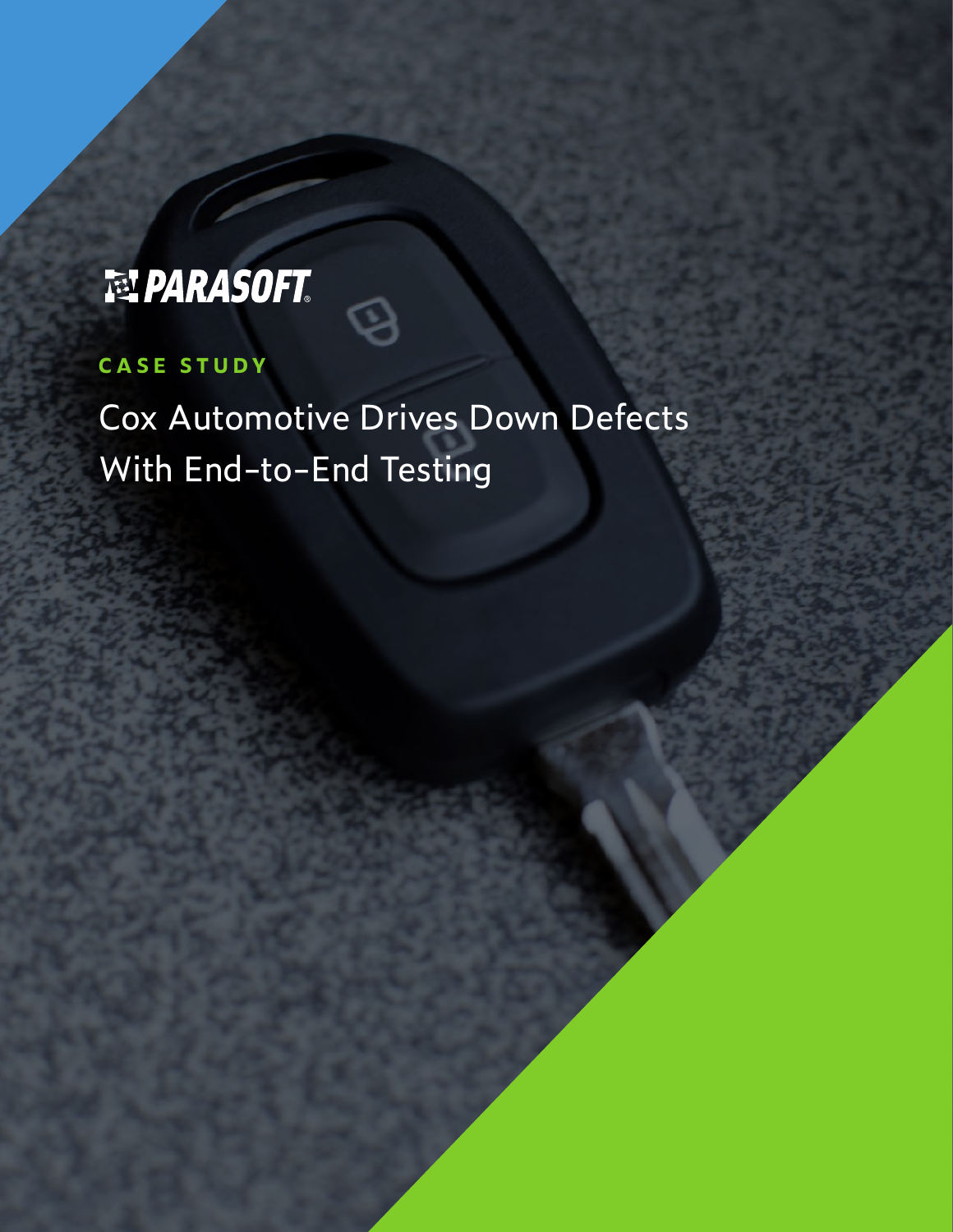PARASOFT

CASE STUDY

# Cox Automotive Drives Down Defects With End-to-End Testing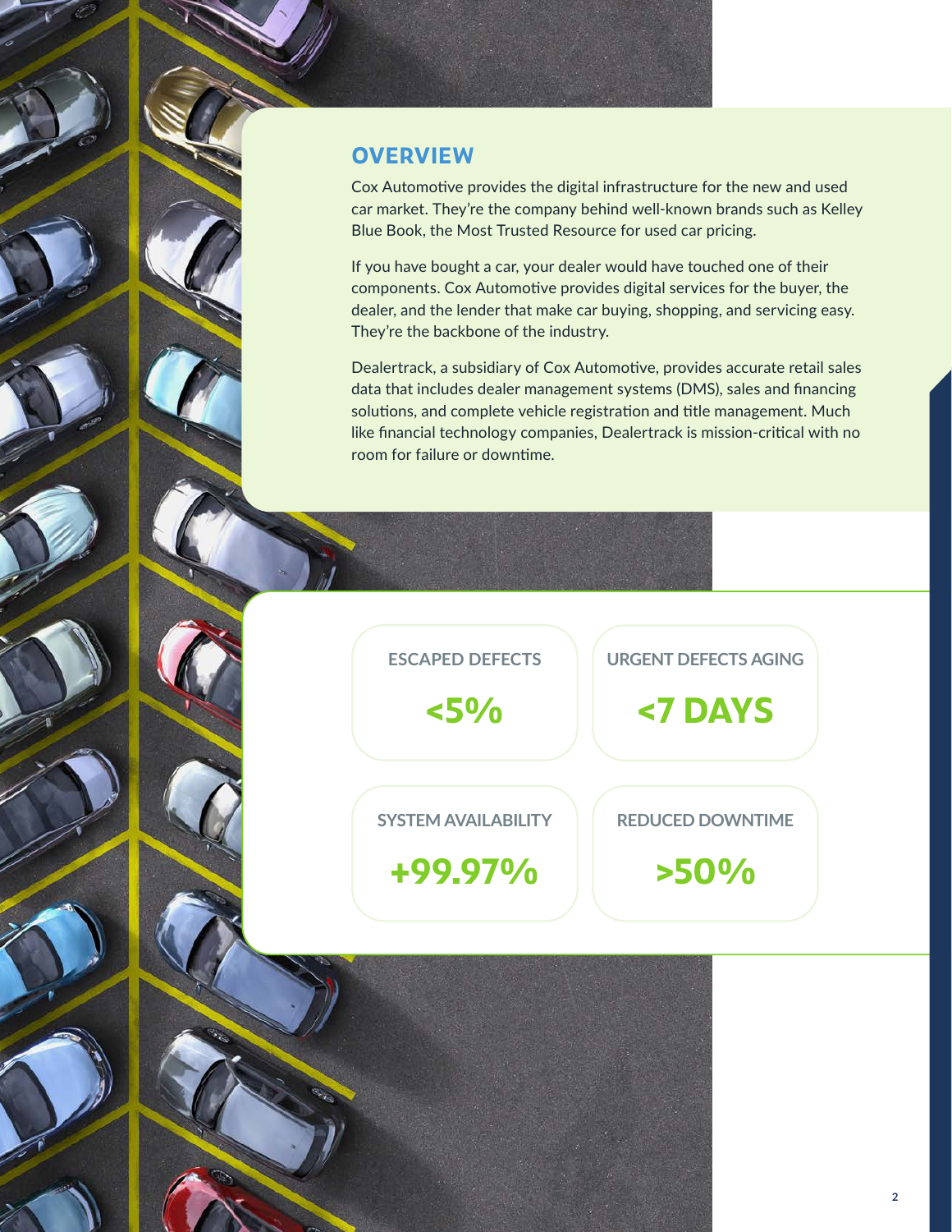## OVERVIEW

Cox Automotive provides the digital infrastructure for the new and used car market. They're the company behind well-known brands such as Kelley Blue Book, the Most Trusted Resource for used car pricing.

If you have bought a car, your dealer would have touched one of their components. Cox Automotive provides digital services for the buyer, the dealer, and the lender that make car buying, shopping, and servicing easy. They're the backbone of the industry.

Dealertrack, a subsidiary of Cox Automotive, provides accurate retail sales data that includes dealer management systems (DMS), sales and financing solutions, and complete vehicle registration and title management. Much like financial technology companies, Dealertrack is mission-critical with no room for failure or downtime.

**ESCAPED DEFECTS**

**<5%**

**URGENT DEFECTS AGING**

**<7 DAYS**

**SYSTEM AVAILABILITY**

**+99.97%**

**REDUCED DOWNTIME**

**>50%**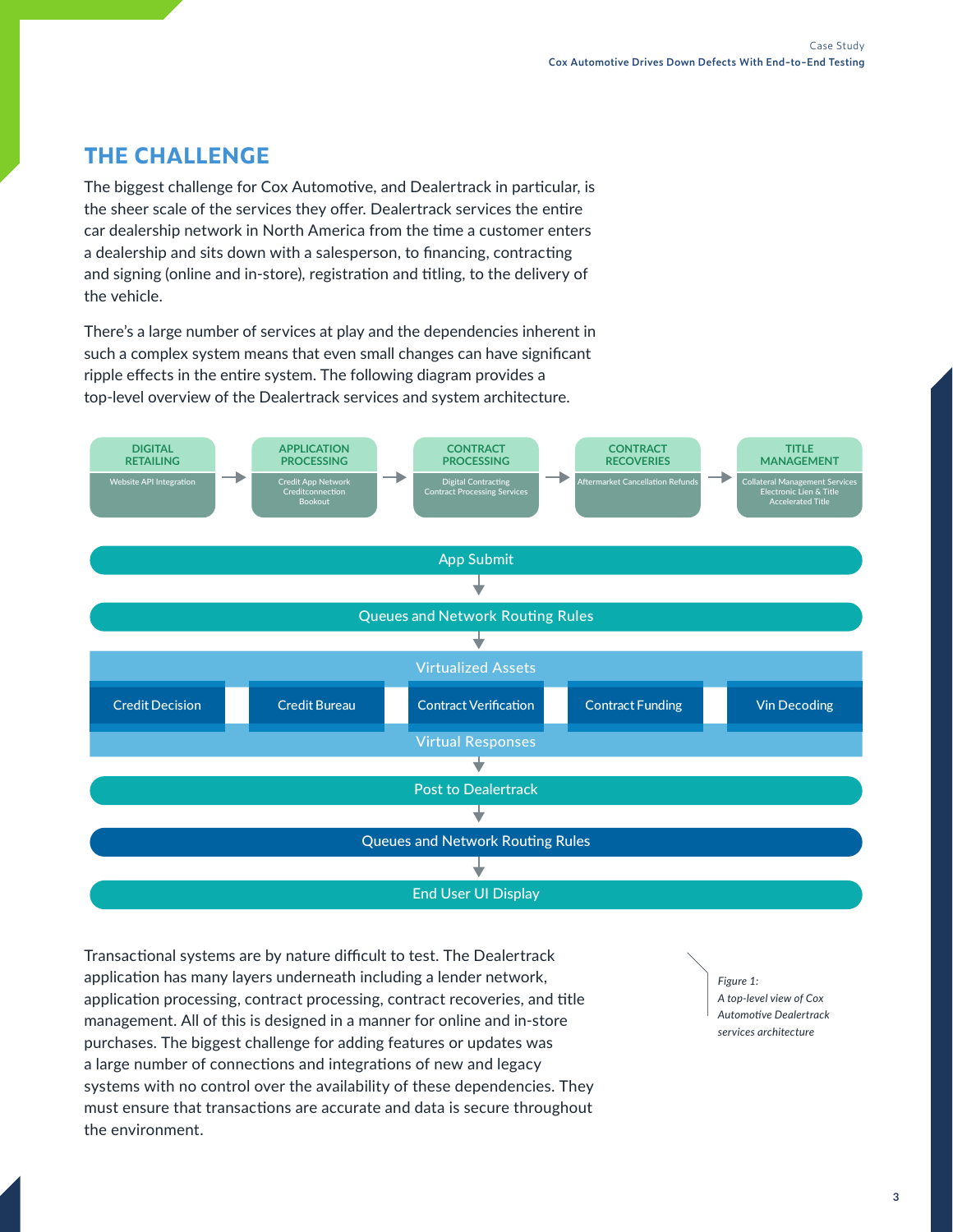## THE CHALLENGE

The biggest challenge for Cox Automotive, and Dealertrack in particular, is the sheer scale of the services they offer. Dealertrack services the entire car dealership network in North America from the time a customer enters a dealership and sits down with a salesperson, to financing, contracting and signing (online and in-store), registration and titling, to the delivery of the vehicle.

There's a large number of services at play and the dependencies inherent in such a complex system means that even small changes can have significant ripple effects in the entire system. The following diagram provides a top-level overview of the Dealertrack services and system architecture.

DIGITAL RETAILING (Website API Integration) → APPLICATION PROCESSING (Credit App Network, Creditconnection, Bookout) → CONTRACT PROCESSING (Digital Contracting, Contract Processing Services) → CONTRACT RECOVERIES (Aftermarket Cancellation Refunds) → TITLE MANAGEMENT (Collateral Management Services, Electronic Lien & Title, Accelerated Title)

App Submit
↓
Queues and Network Routing Rules
↓
Virtualized Assets
Credit Decision | Credit Bureau | Contract Verification | Contract Funding | Vin Decoding
Virtual Responses
↓
Post to Dealertrack
↓
Queues and Network Routing Rules
↓
End User UI Display

*Figure 1: A top-level view of Cox Automotive Dealertrack services architecture*

Transactional systems are by nature difficult to test. The Dealertrack application has many layers underneath including a lender network, application processing, contract processing, contract recoveries, and title management. All of this is designed in a manner for online and in-store purchases. The biggest challenge for adding features or updates was a large number of connections and integrations of new and legacy systems with no control over the availability of these dependencies. They must ensure that transactions are accurate and data is secure throughout the environment.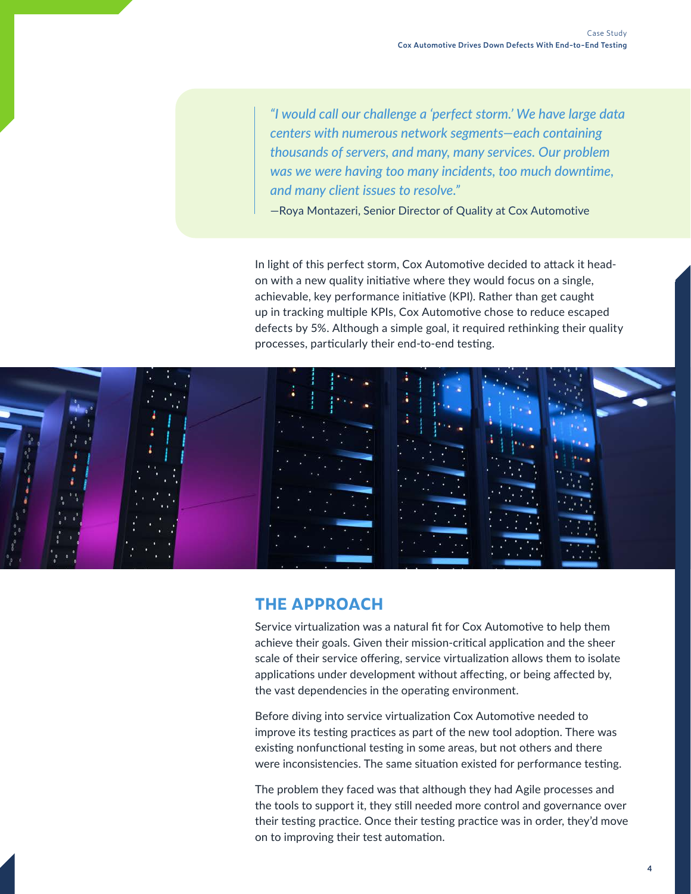> *"I would call our challenge a 'perfect storm.' We have large data centers with numerous network segments—each containing thousands of servers, and many, many services. Our problem was we were having too many incidents, too much downtime, and many client issues to resolve."*
>
> —Roya Montazeri, Senior Director of Quality at Cox Automotive

In light of this perfect storm, Cox Automotive decided to attack it head-on with a new quality initiative where they would focus on a single, achievable, key performance initiative (KPI). Rather than get caught up in tracking multiple KPIs, Cox Automotive chose to reduce escaped defects by 5%. Although a simple goal, it required rethinking their quality processes, particularly their end-to-end testing.

## THE APPROACH

Service virtualization was a natural fit for Cox Automotive to help them achieve their goals. Given their mission-critical application and the sheer scale of their service offering, service virtualization allows them to isolate applications under development without affecting, or being affected by, the vast dependencies in the operating environment.

Before diving into service virtualization Cox Automotive needed to improve its testing practices as part of the new tool adoption. There was existing nonfunctional testing in some areas, but not others and there were inconsistencies. The same situation existed for performance testing.

The problem they faced was that although they had Agile processes and the tools to support it, they still needed more control and governance over their testing practice. Once their testing practice was in order, they'd move on to improving their test automation.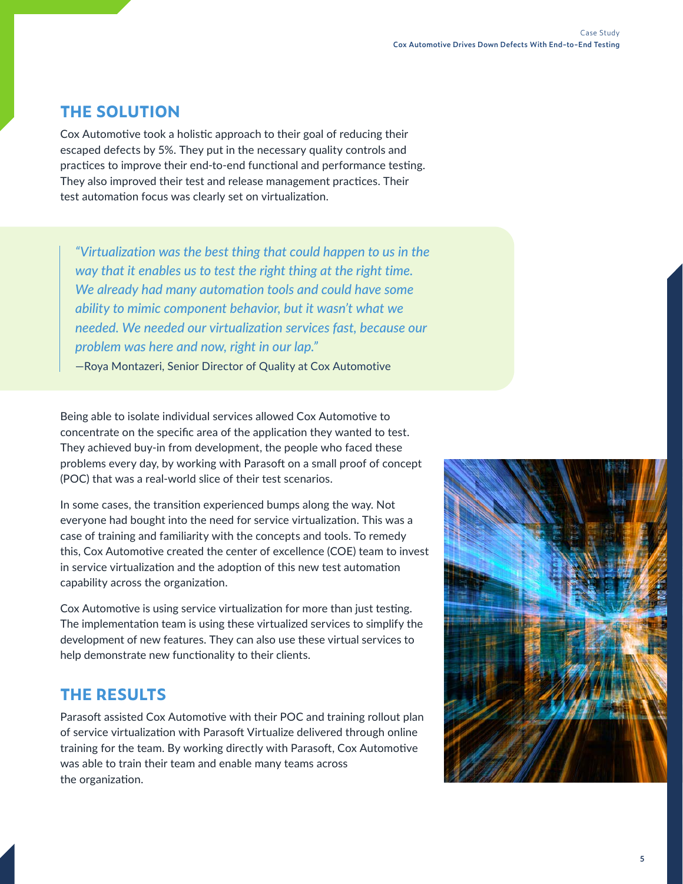## THE SOLUTION

Cox Automotive took a holistic approach to their goal of reducing their escaped defects by 5%. They put in the necessary quality controls and practices to improve their end-to-end functional and performance testing. They also improved their test and release management practices. Their test automation focus was clearly set on virtualization.

> *"Virtualization was the best thing that could happen to us in the way that it enables us to test the right thing at the right time. We already had many automation tools and could have some ability to mimic component behavior, but it wasn't what we needed. We needed our virtualization services fast, because our problem was here and now, right in our lap."*
>
> —Roya Montazeri, Senior Director of Quality at Cox Automotive

Being able to isolate individual services allowed Cox Automotive to concentrate on the specific area of the application they wanted to test. They achieved buy-in from development, the people who faced these problems every day, by working with Parasoft on a small proof of concept (POC) that was a real-world slice of their test scenarios.

In some cases, the transition experienced bumps along the way. Not everyone had bought into the need for service virtualization. This was a case of training and familiarity with the concepts and tools. To remedy this, Cox Automotive created the center of excellence (COE) team to invest in service virtualization and the adoption of this new test automation capability across the organization.

Cox Automotive is using service virtualization for more than just testing. The implementation team is using these virtualized services to simplify the development of new features. They can also use these virtual services to help demonstrate new functionality to their clients.

## THE RESULTS

Parasoft assisted Cox Automotive with their POC and training rollout plan of service virtualization with Parasoft Virtualize delivered through online training for the team. By working directly with Parasoft, Cox Automotive was able to train their team and enable many teams across the organization.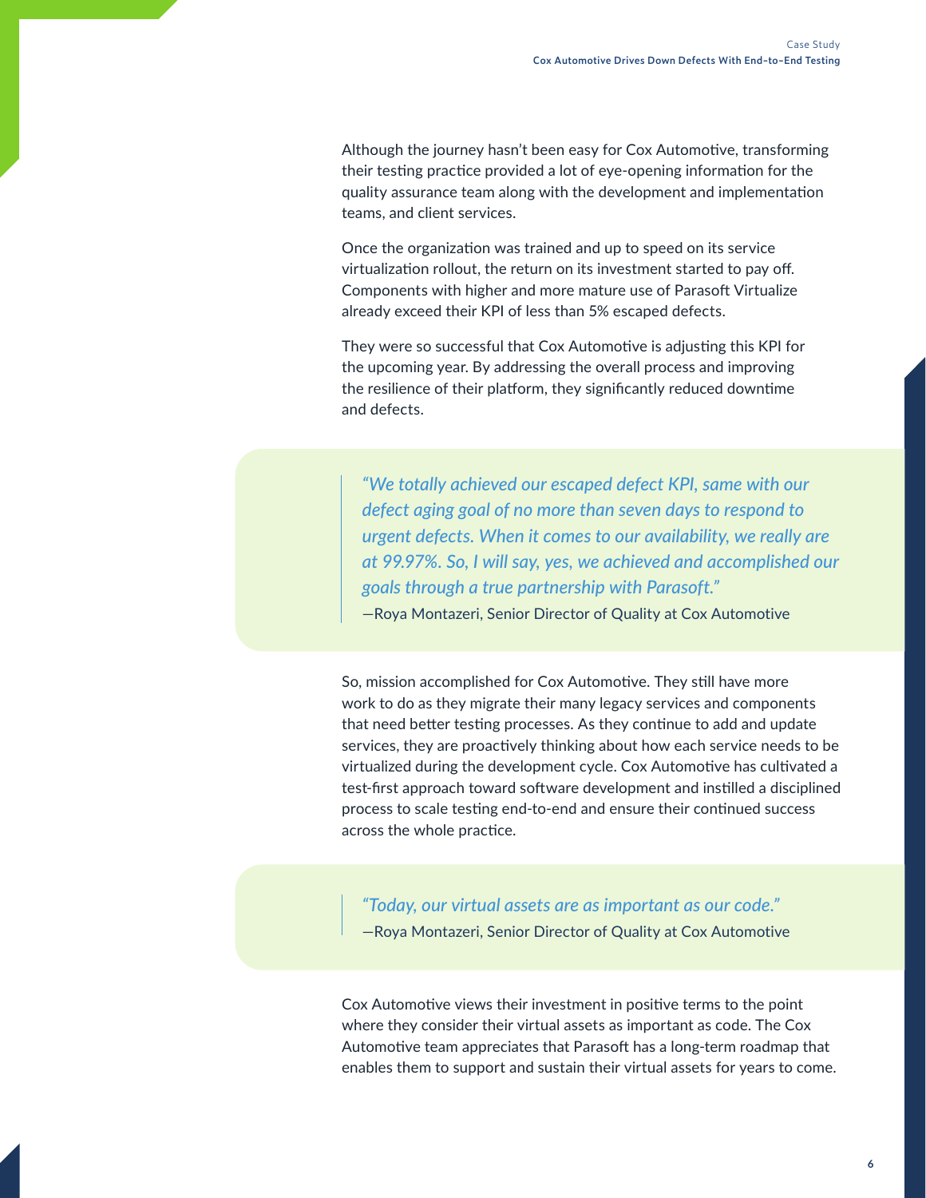Although the journey hasn't been easy for Cox Automotive, transforming their testing practice provided a lot of eye-opening information for the quality assurance team along with the development and implementation teams, and client services.

Once the organization was trained and up to speed on its service virtualization rollout, the return on its investment started to pay off. Components with higher and more mature use of Parasoft Virtualize already exceed their KPI of less than 5% escaped defects.

They were so successful that Cox Automotive is adjusting this KPI for the upcoming year. By addressing the overall process and improving the resilience of their platform, they significantly reduced downtime and defects.

> *"We totally achieved our escaped defect KPI, same with our defect aging goal of no more than seven days to respond to urgent defects. When it comes to our availability, we really are at 99.97%. So, I will say, yes, we achieved and accomplished our goals through a true partnership with Parasoft."*
>
> —Roya Montazeri, Senior Director of Quality at Cox Automotive

So, mission accomplished for Cox Automotive. They still have more work to do as they migrate their many legacy services and components that need better testing processes. As they continue to add and update services, they are proactively thinking about how each service needs to be virtualized during the development cycle. Cox Automotive has cultivated a test-first approach toward software development and instilled a disciplined process to scale testing end-to-end and ensure their continued success across the whole practice.

> *"Today, our virtual assets are as important as our code."*
>
> —Roya Montazeri, Senior Director of Quality at Cox Automotive

Cox Automotive views their investment in positive terms to the point where they consider their virtual assets as important as code. The Cox Automotive team appreciates that Parasoft has a long-term roadmap that enables them to support and sustain their virtual assets for years to come.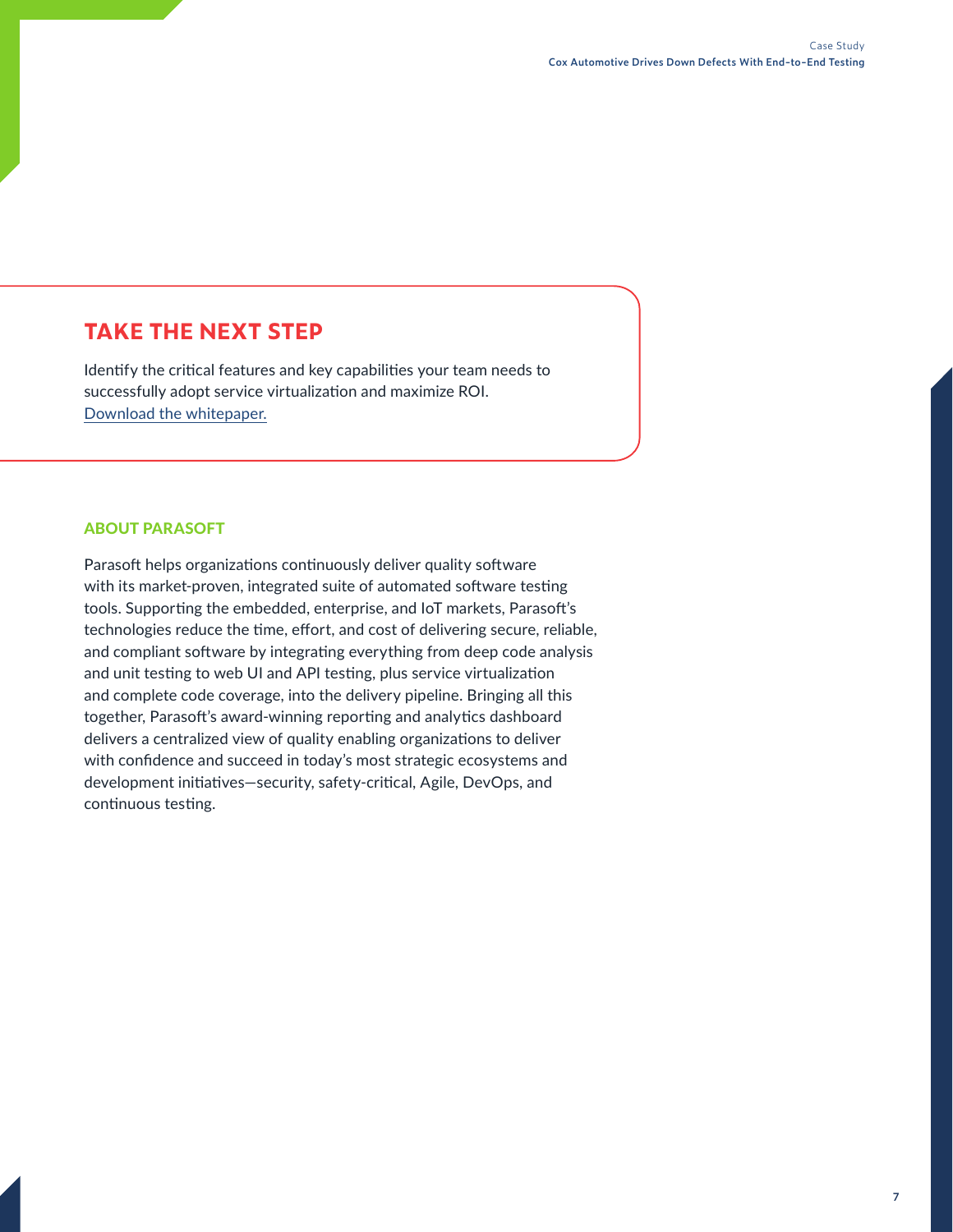## TAKE THE NEXT STEP

Identify the critical features and key capabilities your team needs to successfully adopt service virtualization and maximize ROI. Download the whitepaper.

### ABOUT PARASOFT

Parasoft helps organizations continuously deliver quality software with its market-proven, integrated suite of automated software testing tools. Supporting the embedded, enterprise, and IoT markets, Parasoft's technologies reduce the time, effort, and cost of delivering secure, reliable, and compliant software by integrating everything from deep code analysis and unit testing to web UI and API testing, plus service virtualization and complete code coverage, into the delivery pipeline. Bringing all this together, Parasoft's award-winning reporting and analytics dashboard delivers a centralized view of quality enabling organizations to deliver with confidence and succeed in today's most strategic ecosystems and development initiatives—security, safety-critical, Agile, DevOps, and continuous testing.